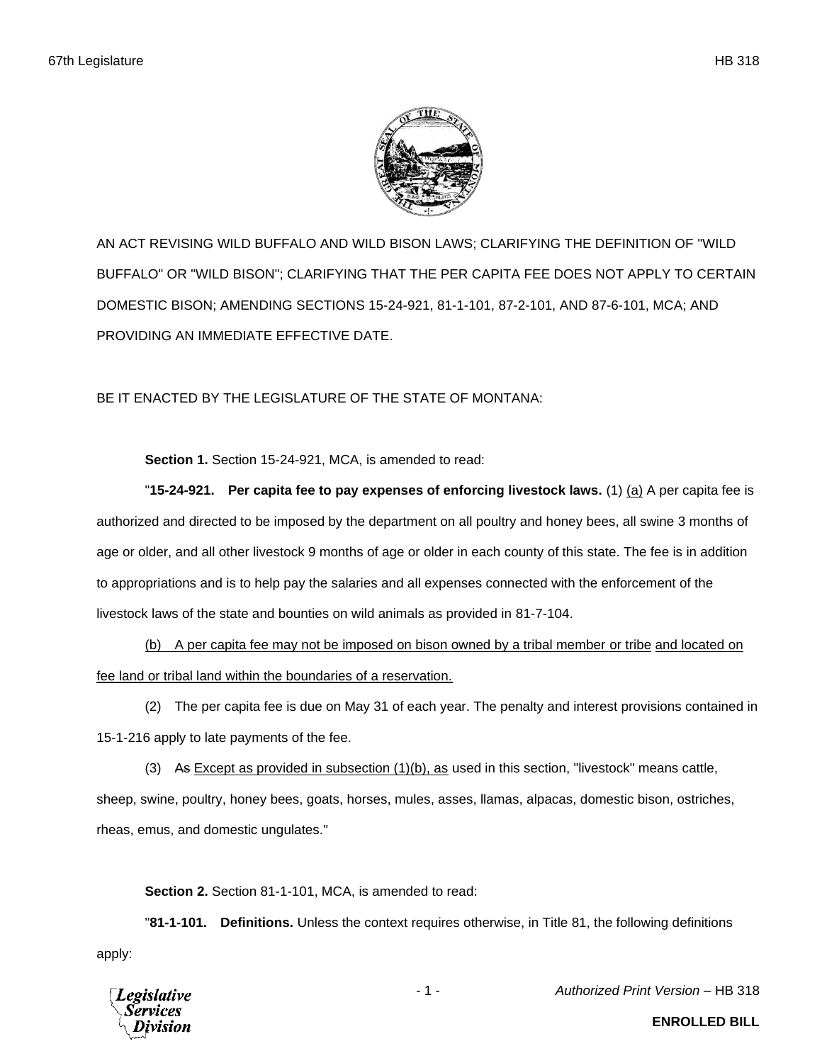AN ACT REVISING WILD BUFFALO AND WILD BISON LAWS; CLARIFYING THE DEFINITION OF "WILD BUFFALO" OR "WILD BISON"; CLARIFYING THAT THE PER CAPITA FEE DOES NOT APPLY TO CERTAIN DOMESTIC BISON; AMENDING SECTIONS 15-24-921, 81-1-101, 87-2-101, AND 87-6-101, MCA; AND PROVIDING AN IMMEDIATE EFFECTIVE DATE.

BE IT ENACTED BY THE LEGISLATURE OF THE STATE OF MONTANA:

**Section 1.** Section 15-24-921, MCA, is amended to read:

"**15-24-921. Per capita fee to pay expenses of enforcing livestock laws.** (1) <u>(a)</u> A per capita fee is authorized and directed to be imposed by the department on all poultry and honey bees, all swine 3 months of age or older, and all other livestock 9 months of age or older in each county of this state. The fee is in addition to appropriations and is to help pay the salaries and all expenses connected with the enforcement of the livestock laws of the state and bounties on wild animals as provided in 81-7-104.

<u>(b) A per capita fee may not be imposed on bison owned by a tribal member or tribe and located on fee land or tribal land within the boundaries of a reservation.</u>

(2) The per capita fee is due on May 31 of each year. The penalty and interest provisions contained in 15-1-216 apply to late payments of the fee.

(3) ~~As~~ <u>Except as provided in subsection (1)(b), as</u> used in this section, "livestock" means cattle, sheep, swine, poultry, honey bees, goats, horses, mules, asses, llamas, alpacas, domestic bison, ostriches, rheas, emus, and domestic ungulates."

**Section 2.** Section 81-1-101, MCA, is amended to read:

"**81-1-101. Definitions.** Unless the context requires otherwise, in Title 81, the following definitions apply: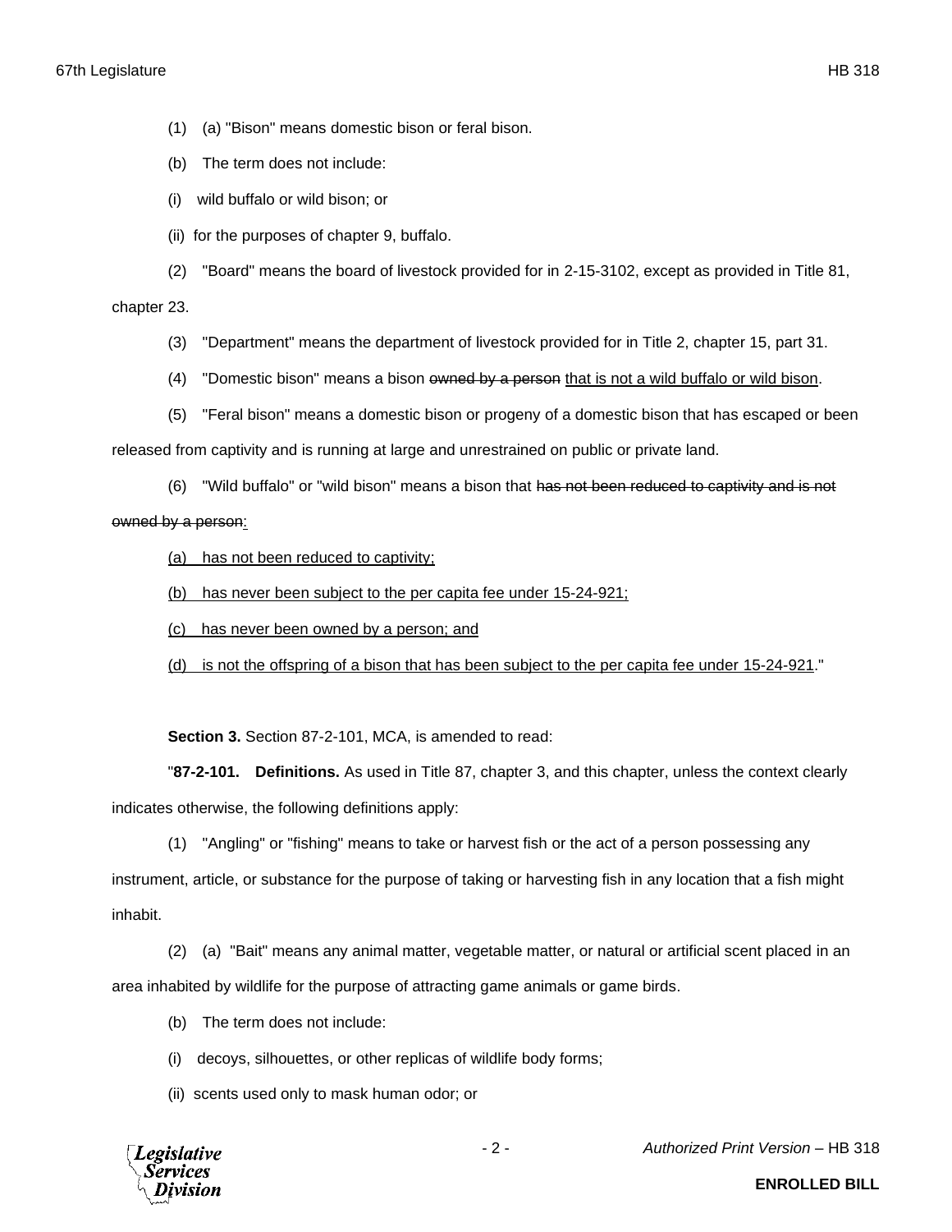(1) (a) "Bison" means domestic bison or feral bison.

(b) The term does not include:

(i) wild buffalo or wild bison; or

(ii) for the purposes of chapter 9, buffalo.

(2) "Board" means the board of livestock provided for in 2-15-3102, except as provided in Title 81, chapter 23.

(3) "Department" means the department of livestock provided for in Title 2, chapter 15, part 31.

(4) "Domestic bison" means a bison ~~owned by a person~~ <u>that is not a wild buffalo or wild bison</u>.

(5) "Feral bison" means a domestic bison or progeny of a domestic bison that has escaped or been released from captivity and is running at large and unrestrained on public or private land.

(6) "Wild buffalo" or "wild bison" means a bison that ~~has not been reduced to captivity and is not owned by a person~~<u>:</u>

<u>(a) has not been reduced to captivity;</u>

<u>(b) has never been subject to the per capita fee under 15-24-921;</u>

<u>(c) has never been owned by a person; and</u>

<u>(d) is not the offspring of a bison that has been subject to the per capita fee under 15-24-921</u>."

**Section 3.** Section 87-2-101, MCA, is amended to read:

"**87-2-101. Definitions.** As used in Title 87, chapter 3, and this chapter, unless the context clearly indicates otherwise, the following definitions apply:

(1) "Angling" or "fishing" means to take or harvest fish or the act of a person possessing any instrument, article, or substance for the purpose of taking or harvesting fish in any location that a fish might inhabit.

(2) (a) "Bait" means any animal matter, vegetable matter, or natural or artificial scent placed in an area inhabited by wildlife for the purpose of attracting game animals or game birds.

(b) The term does not include:

(i) decoys, silhouettes, or other replicas of wildlife body forms;

(ii) scents used only to mask human odor; or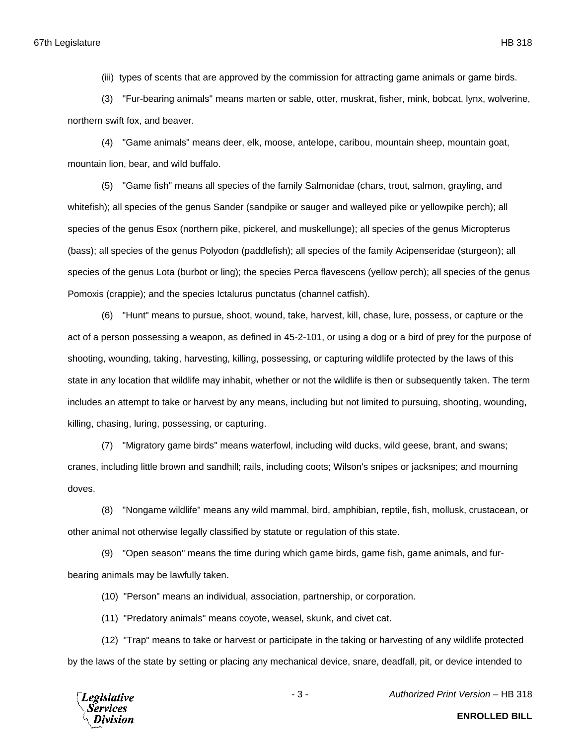(iii) types of scents that are approved by the commission for attracting game animals or game birds.

(3) "Fur-bearing animals" means marten or sable, otter, muskrat, fisher, mink, bobcat, lynx, wolverine, northern swift fox, and beaver.

(4) "Game animals" means deer, elk, moose, antelope, caribou, mountain sheep, mountain goat, mountain lion, bear, and wild buffalo.

(5) "Game fish" means all species of the family Salmonidae (chars, trout, salmon, grayling, and whitefish); all species of the genus Sander (sandpike or sauger and walleyed pike or yellowpike perch); all species of the genus Esox (northern pike, pickerel, and muskellunge); all species of the genus Micropterus (bass); all species of the genus Polyodon (paddlefish); all species of the family Acipenseridae (sturgeon); all species of the genus Lota (burbot or ling); the species Perca flavescens (yellow perch); all species of the genus Pomoxis (crappie); and the species Ictalurus punctatus (channel catfish).

(6) "Hunt" means to pursue, shoot, wound, take, harvest, kill, chase, lure, possess, or capture or the act of a person possessing a weapon, as defined in 45-2-101, or using a dog or a bird of prey for the purpose of shooting, wounding, taking, harvesting, killing, possessing, or capturing wildlife protected by the laws of this state in any location that wildlife may inhabit, whether or not the wildlife is then or subsequently taken. The term includes an attempt to take or harvest by any means, including but not limited to pursuing, shooting, wounding, killing, chasing, luring, possessing, or capturing.

(7) "Migratory game birds" means waterfowl, including wild ducks, wild geese, brant, and swans; cranes, including little brown and sandhill; rails, including coots; Wilson's snipes or jacksnipes; and mourning doves.

(8) "Nongame wildlife" means any wild mammal, bird, amphibian, reptile, fish, mollusk, crustacean, or other animal not otherwise legally classified by statute or regulation of this state.

(9) "Open season" means the time during which game birds, game fish, game animals, and fur-bearing animals may be lawfully taken.

(10) "Person" means an individual, association, partnership, or corporation.

(11) "Predatory animals" means coyote, weasel, skunk, and civet cat.

(12) "Trap" means to take or harvest or participate in the taking or harvesting of any wildlife protected by the laws of the state by setting or placing any mechanical device, snare, deadfall, pit, or device intended to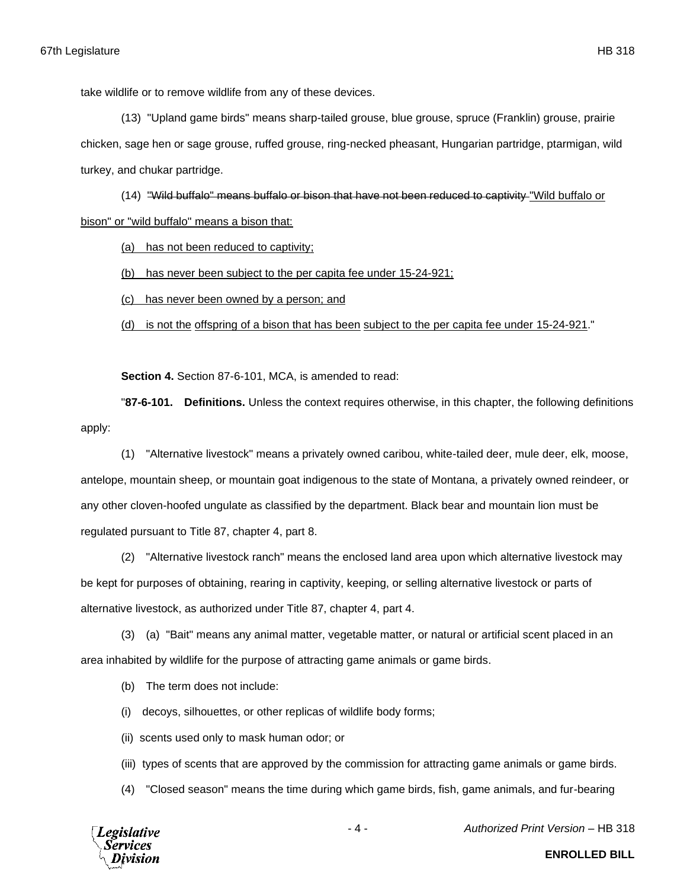take wildlife or to remove wildlife from any of these devices.

(13) "Upland game birds" means sharp-tailed grouse, blue grouse, spruce (Franklin) grouse, prairie chicken, sage hen or sage grouse, ruffed grouse, ring-necked pheasant, Hungarian partridge, ptarmigan, wild turkey, and chukar partridge.

(14) ~~"Wild buffalo" means buffalo or bison that have not been reduced to captivity~~ <u>"Wild buffalo or bison" or "wild buffalo" means a bison that:</u>

<u>(a) has not been reduced to captivity;</u>

<u>(b) has never been subject to the per capita fee under 15-24-921;</u>

<u>(c) has never been owned by a person; and</u>

<u>(d) is not the offspring of a bison that has been subject to the per capita fee under 15-24-921</u>."

**Section 4.** Section 87-6-101, MCA, is amended to read:

"**87-6-101. Definitions.** Unless the context requires otherwise, in this chapter, the following definitions apply:

(1) "Alternative livestock" means a privately owned caribou, white-tailed deer, mule deer, elk, moose, antelope, mountain sheep, or mountain goat indigenous to the state of Montana, a privately owned reindeer, or any other cloven-hoofed ungulate as classified by the department. Black bear and mountain lion must be regulated pursuant to Title 87, chapter 4, part 8.

(2) "Alternative livestock ranch" means the enclosed land area upon which alternative livestock may be kept for purposes of obtaining, rearing in captivity, keeping, or selling alternative livestock or parts of alternative livestock, as authorized under Title 87, chapter 4, part 4.

(3) (a) "Bait" means any animal matter, vegetable matter, or natural or artificial scent placed in an area inhabited by wildlife for the purpose of attracting game animals or game birds.

(b) The term does not include:

(i) decoys, silhouettes, or other replicas of wildlife body forms;

(ii) scents used only to mask human odor; or

(iii) types of scents that are approved by the commission for attracting game animals or game birds.

(4) "Closed season" means the time during which game birds, fish, game animals, and fur-bearing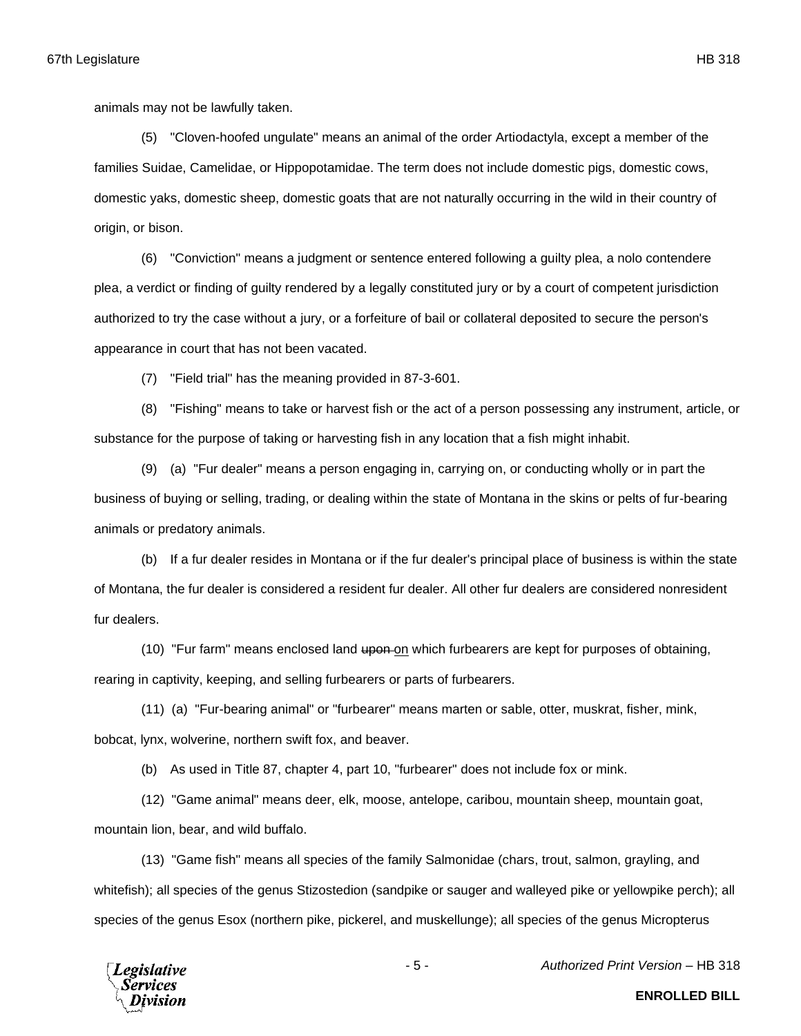animals may not be lawfully taken.

(5) "Cloven-hoofed ungulate" means an animal of the order Artiodactyla, except a member of the families Suidae, Camelidae, or Hippopotamidae. The term does not include domestic pigs, domestic cows, domestic yaks, domestic sheep, domestic goats that are not naturally occurring in the wild in their country of origin, or bison.

(6) "Conviction" means a judgment or sentence entered following a guilty plea, a nolo contendere plea, a verdict or finding of guilty rendered by a legally constituted jury or by a court of competent jurisdiction authorized to try the case without a jury, or a forfeiture of bail or collateral deposited to secure the person's appearance in court that has not been vacated.

(7) "Field trial" has the meaning provided in 87-3-601.

(8) "Fishing" means to take or harvest fish or the act of a person possessing any instrument, article, or substance for the purpose of taking or harvesting fish in any location that a fish might inhabit.

(9) (a) "Fur dealer" means a person engaging in, carrying on, or conducting wholly or in part the business of buying or selling, trading, or dealing within the state of Montana in the skins or pelts of fur-bearing animals or predatory animals.

(b) If a fur dealer resides in Montana or if the fur dealer's principal place of business is within the state of Montana, the fur dealer is considered a resident fur dealer. All other fur dealers are considered nonresident fur dealers.

(10) "Fur farm" means enclosed land ~~upon~~ <u>on</u> which furbearers are kept for purposes of obtaining, rearing in captivity, keeping, and selling furbearers or parts of furbearers.

(11) (a) "Fur-bearing animal" or "furbearer" means marten or sable, otter, muskrat, fisher, mink, bobcat, lynx, wolverine, northern swift fox, and beaver.

(b) As used in Title 87, chapter 4, part 10, "furbearer" does not include fox or mink.

(12) "Game animal" means deer, elk, moose, antelope, caribou, mountain sheep, mountain goat, mountain lion, bear, and wild buffalo.

(13) "Game fish" means all species of the family Salmonidae (chars, trout, salmon, grayling, and whitefish); all species of the genus Stizostedion (sandpike or sauger and walleyed pike or yellowpike perch); all species of the genus Esox (northern pike, pickerel, and muskellunge); all species of the genus Micropterus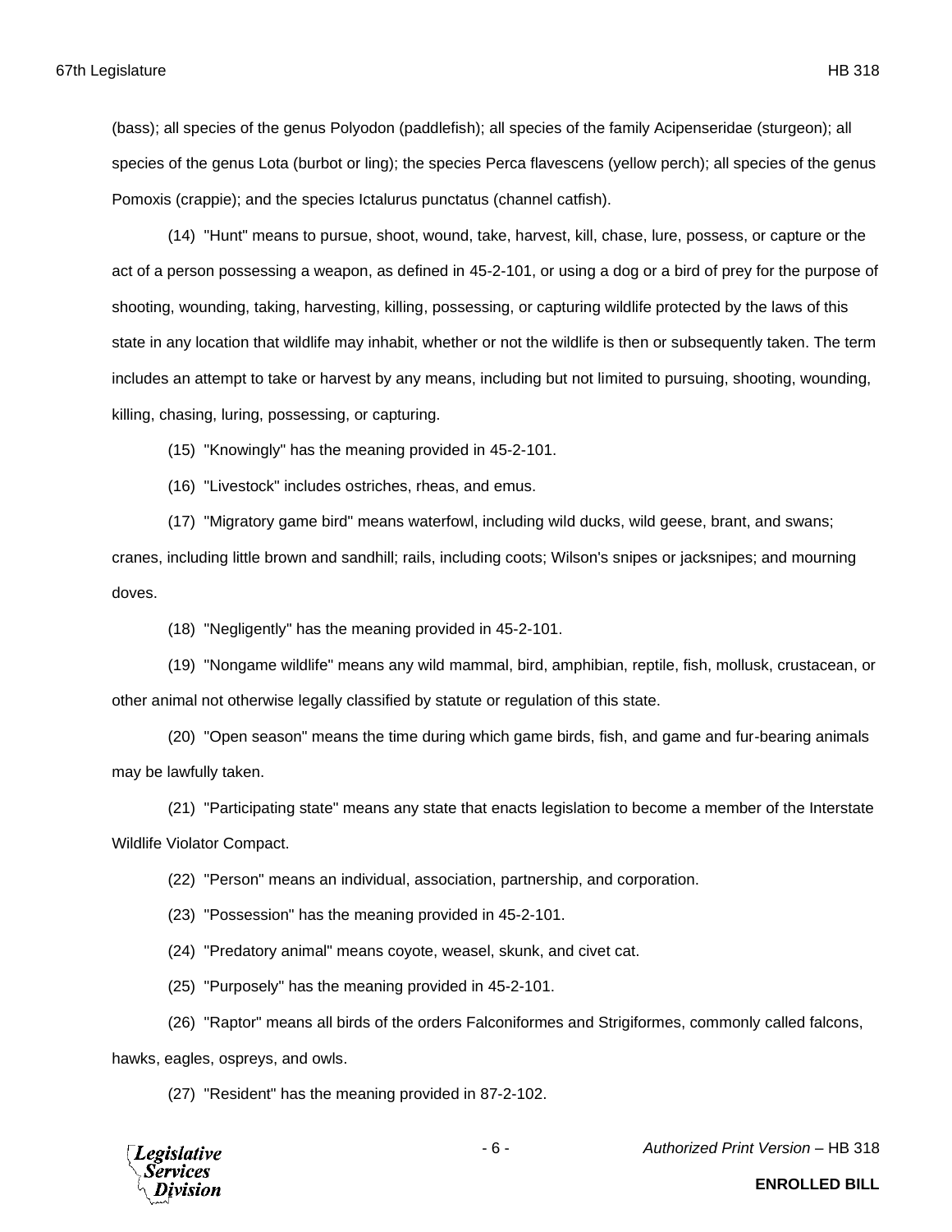(bass); all species of the genus Polyodon (paddlefish); all species of the family Acipenseridae (sturgeon); all species of the genus Lota (burbot or ling); the species Perca flavescens (yellow perch); all species of the genus Pomoxis (crappie); and the species Ictalurus punctatus (channel catfish).

(14) "Hunt" means to pursue, shoot, wound, take, harvest, kill, chase, lure, possess, or capture or the act of a person possessing a weapon, as defined in 45-2-101, or using a dog or a bird of prey for the purpose of shooting, wounding, taking, harvesting, killing, possessing, or capturing wildlife protected by the laws of this state in any location that wildlife may inhabit, whether or not the wildlife is then or subsequently taken. The term includes an attempt to take or harvest by any means, including but not limited to pursuing, shooting, wounding, killing, chasing, luring, possessing, or capturing.

(15) "Knowingly" has the meaning provided in 45-2-101.

(16) "Livestock" includes ostriches, rheas, and emus.

(17) "Migratory game bird" means waterfowl, including wild ducks, wild geese, brant, and swans; cranes, including little brown and sandhill; rails, including coots; Wilson's snipes or jacksnipes; and mourning doves.

(18) "Negligently" has the meaning provided in 45-2-101.

(19) "Nongame wildlife" means any wild mammal, bird, amphibian, reptile, fish, mollusk, crustacean, or other animal not otherwise legally classified by statute or regulation of this state.

(20) "Open season" means the time during which game birds, fish, and game and fur-bearing animals may be lawfully taken.

(21) "Participating state" means any state that enacts legislation to become a member of the Interstate Wildlife Violator Compact.

(22) "Person" means an individual, association, partnership, and corporation.

(23) "Possession" has the meaning provided in 45-2-101.

(24) "Predatory animal" means coyote, weasel, skunk, and civet cat.

(25) "Purposely" has the meaning provided in 45-2-101.

(26) "Raptor" means all birds of the orders Falconiformes and Strigiformes, commonly called falcons, hawks, eagles, ospreys, and owls.

(27) "Resident" has the meaning provided in 87-2-102.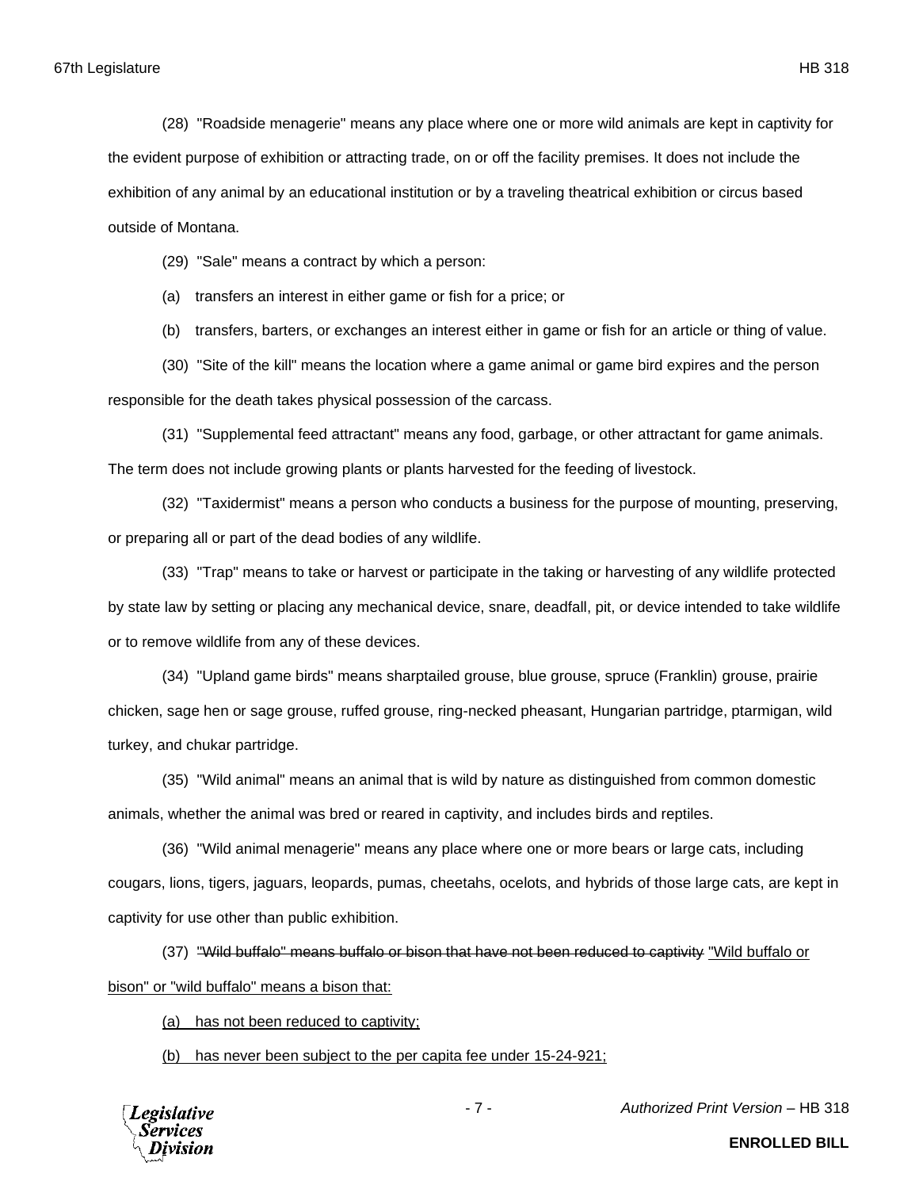(28) "Roadside menagerie" means any place where one or more wild animals are kept in captivity for the evident purpose of exhibition or attracting trade, on or off the facility premises. It does not include the exhibition of any animal by an educational institution or by a traveling theatrical exhibition or circus based outside of Montana.

(29) "Sale" means a contract by which a person:

(a) transfers an interest in either game or fish for a price; or

(b) transfers, barters, or exchanges an interest either in game or fish for an article or thing of value.

(30) "Site of the kill" means the location where a game animal or game bird expires and the person responsible for the death takes physical possession of the carcass.

(31) "Supplemental feed attractant" means any food, garbage, or other attractant for game animals. The term does not include growing plants or plants harvested for the feeding of livestock.

(32) "Taxidermist" means a person who conducts a business for the purpose of mounting, preserving, or preparing all or part of the dead bodies of any wildlife.

(33) "Trap" means to take or harvest or participate in the taking or harvesting of any wildlife protected by state law by setting or placing any mechanical device, snare, deadfall, pit, or device intended to take wildlife or to remove wildlife from any of these devices.

(34) "Upland game birds" means sharptailed grouse, blue grouse, spruce (Franklin) grouse, prairie chicken, sage hen or sage grouse, ruffed grouse, ring-necked pheasant, Hungarian partridge, ptarmigan, wild turkey, and chukar partridge.

(35) "Wild animal" means an animal that is wild by nature as distinguished from common domestic animals, whether the animal was bred or reared in captivity, and includes birds and reptiles.

(36) "Wild animal menagerie" means any place where one or more bears or large cats, including cougars, lions, tigers, jaguars, leopards, pumas, cheetahs, ocelots, and hybrids of those large cats, are kept in captivity for use other than public exhibition.

(37) ~~"Wild buffalo" means buffalo or bison that have not been reduced to captivity~~ <u>"Wild buffalo or bison" or "wild buffalo" means a bison that:</u>

<u>(a) has not been reduced to captivity;</u>

<u>(b) has never been subject to the per capita fee under 15-24-921;</u>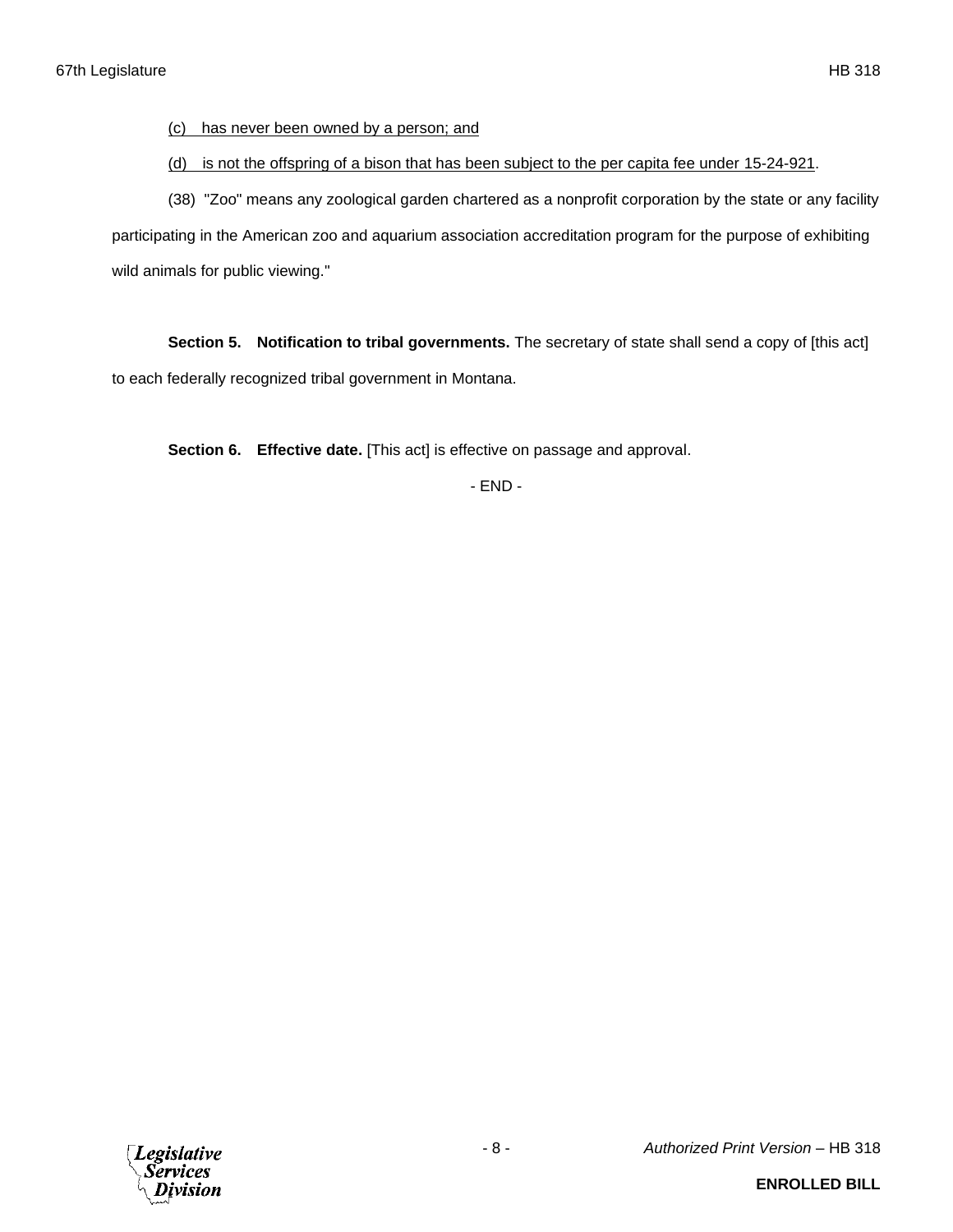(c) has never been owned by a person; and

(d) is not the offspring of a bison that has been subject to the per capita fee under 15-24-921.

(38) "Zoo" means any zoological garden chartered as a nonprofit corporation by the state or any facility participating in the American zoo and aquarium association accreditation program for the purpose of exhibiting wild animals for public viewing."

**Section 5. Notification to tribal governments.** The secretary of state shall send a copy of [this act] to each federally recognized tribal government in Montana.

**Section 6. Effective date.** [This act] is effective on passage and approval.

- END -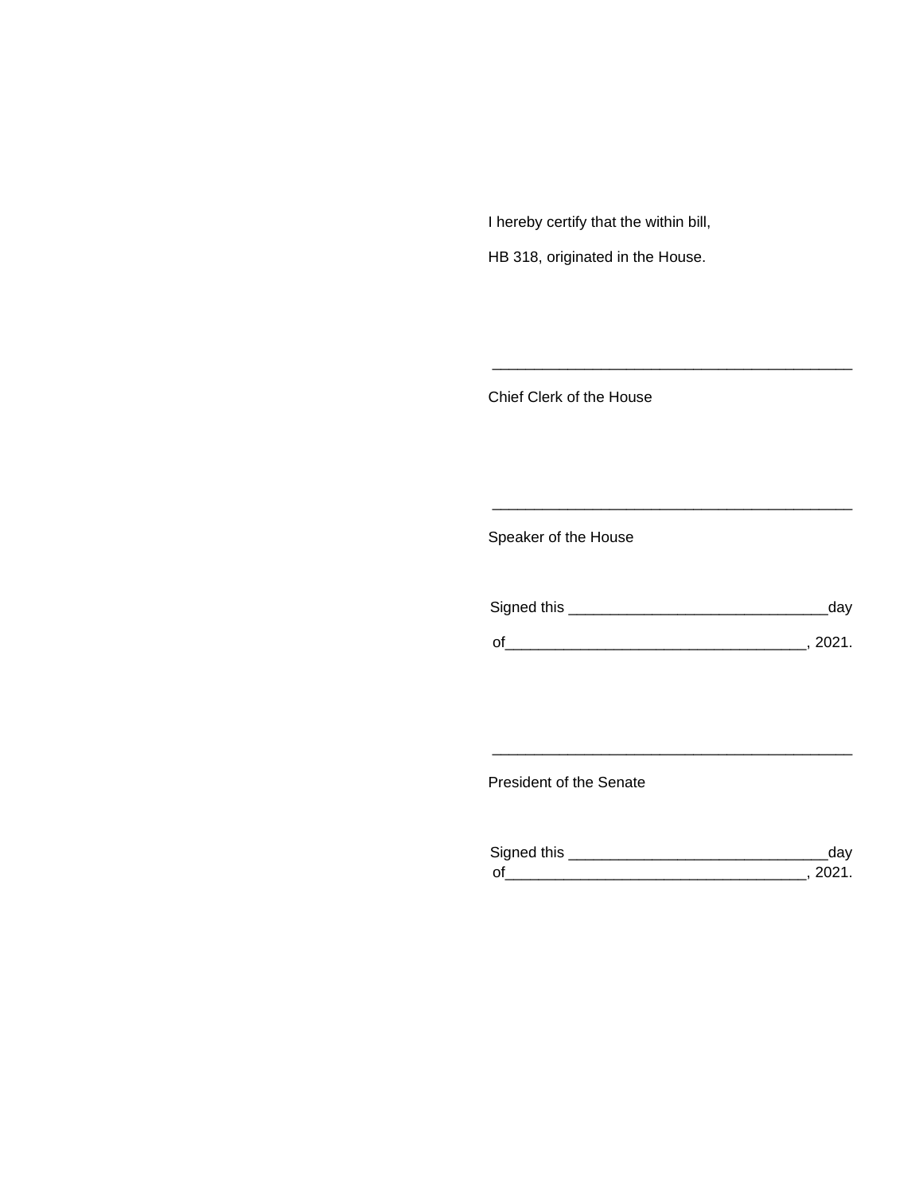I hereby certify that the within bill,

HB 318, originated in the House.

___________________________________________

Chief Clerk of the House

___________________________________________

Speaker of the House

Signed this ______________________________day

of__________________________________, 2021.

___________________________________________

President of the Senate

Signed this ______________________________day

of__________________________________, 2021.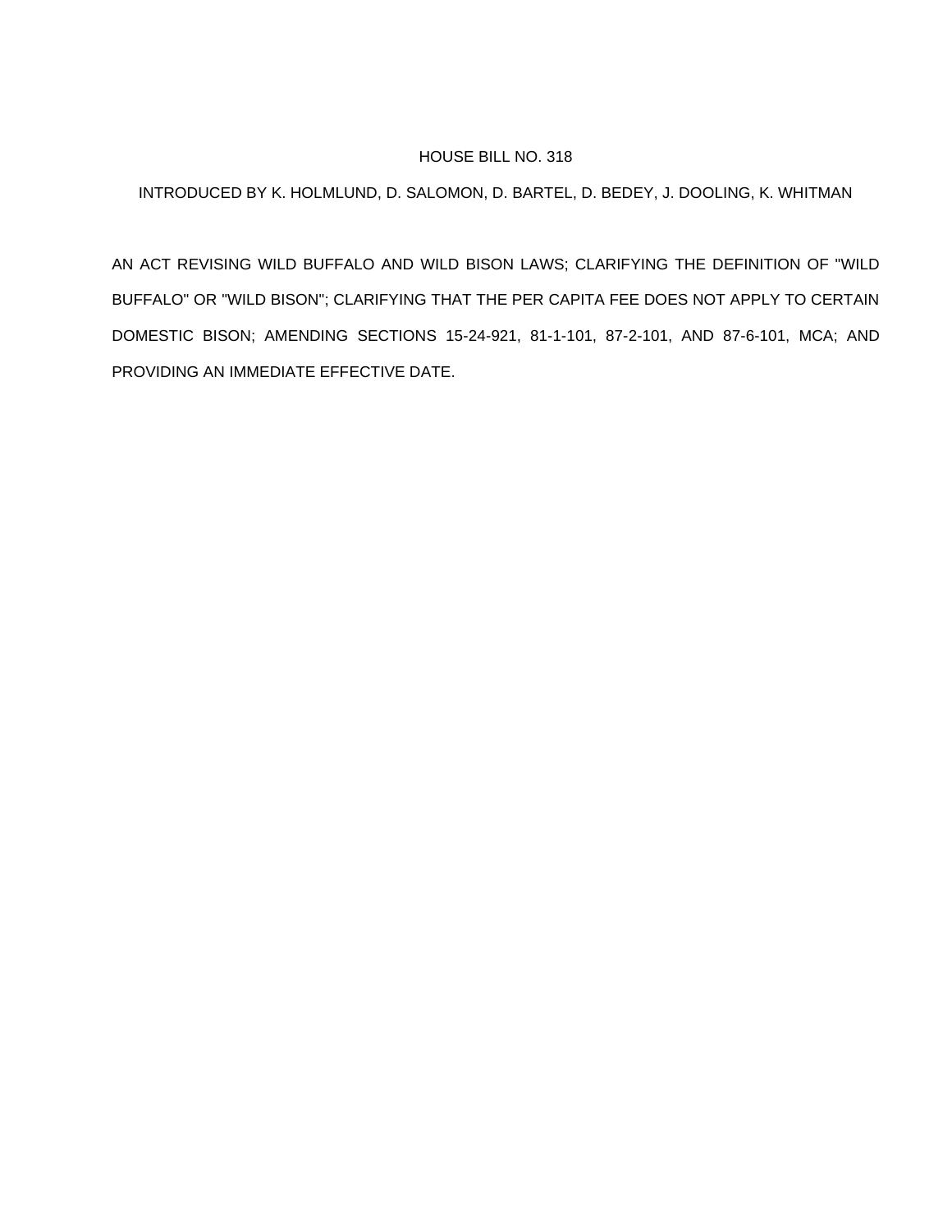HOUSE BILL NO. 318

INTRODUCED BY K. HOLMLUND, D. SALOMON, D. BARTEL, D. BEDEY, J. DOOLING, K. WHITMAN

AN ACT REVISING WILD BUFFALO AND WILD BISON LAWS; CLARIFYING THE DEFINITION OF "WILD BUFFALO" OR "WILD BISON"; CLARIFYING THAT THE PER CAPITA FEE DOES NOT APPLY TO CERTAIN DOMESTIC BISON; AMENDING SECTIONS 15-24-921, 81-1-101, 87-2-101, AND 87-6-101, MCA; AND PROVIDING AN IMMEDIATE EFFECTIVE DATE.